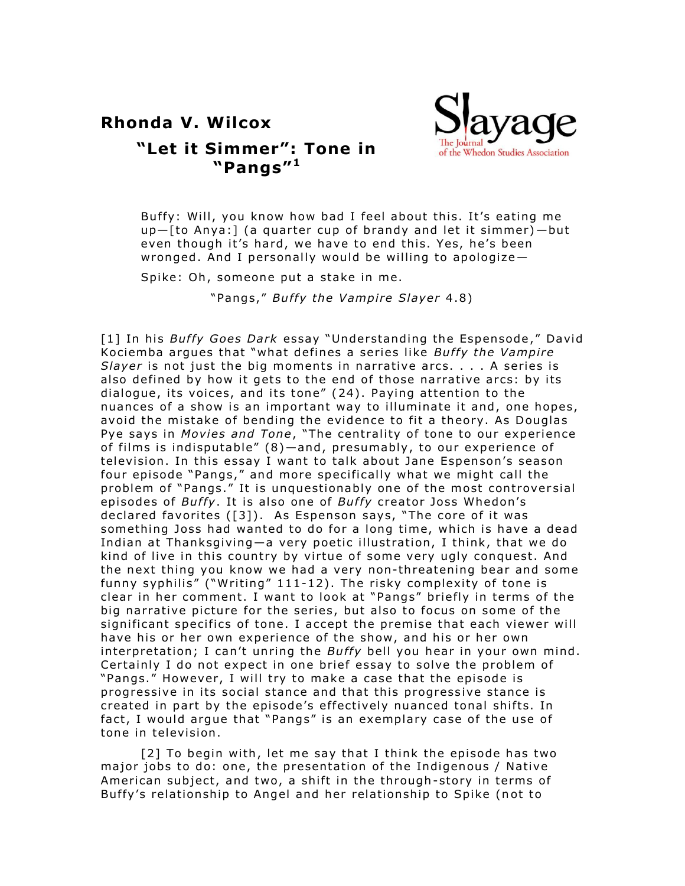**Rhonda V. Wilcox**

## "Let it Simmer": Tone in "Pangs"[1]

> Buffy: Will, you know how bad I feel about this. It's eating me up—[to Anya:] (a quarter cup of brandy and let it simmer)—but even though it's hard, we have to end this. Yes, he's been wronged. And I personally would be willing to apologize—
>
> Spike: Oh, someone put a stake in me.
>
> "Pangs," *Buffy the Vampire Slayer* 4.8)

[1] In his *Buffy Goes Dark* essay "Understanding the Espensode," David Kociemba argues that "what defines a series like *Buffy the Vampire Slayer* is not just the big moments in narrative arcs. . . . A series is also defined by how it gets to the end of those narrative arcs: by its dialogue, its voices, and its tone" (24). Paying attention to the nuances of a show is an important way to illuminate it and, one hopes, avoid the mistake of bending the evidence to fit a theory. As Douglas Pye says in *Movies and Tone*, "The centrality of tone to our experience of films is indisputable" (8)—and, presumably, to our experience of television. In this essay I want to talk about Jane Espenson's season four episode "Pangs," and more specifically what we might call the problem of "Pangs." It is unquestionably one of the most controversial episodes of *Buffy*. It is also one of *Buffy* creator Joss Whedon's declared favorites ([3]). As Espenson says, "The core of it was something Joss had wanted to do for a long time, which is have a dead Indian at Thanksgiving—a very poetic illustration, I think, that we do kind of live in this country by virtue of some very ugly conquest. And the next thing you know we had a very non-threatening bear and some funny syphilis" ("Writing" 111-12). The risky complexity of tone is clear in her comment. I want to look at "Pangs" briefly in terms of the big narrative picture for the series, but also to focus on some of the significant specifics of tone. I accept the premise that each viewer will have his or her own experience of the show, and his or her own interpretation; I can't unring the *Buffy* bell you hear in your own mind. Certainly I do not expect in one brief essay to solve the problem of "Pangs." However, I will try to make a case that the episode is progressive in its social stance and that this progressive stance is created in part by the episode's effectively nuanced tonal shifts. In fact, I would argue that "Pangs" is an exemplary case of the use of tone in television.

[2] To begin with, let me say that I think the episode has two major jobs to do: one, the presentation of the Indigenous / Native American subject, and two, a shift in the through-story in terms of Buffy's relationship to Angel and her relationship to Spike (not to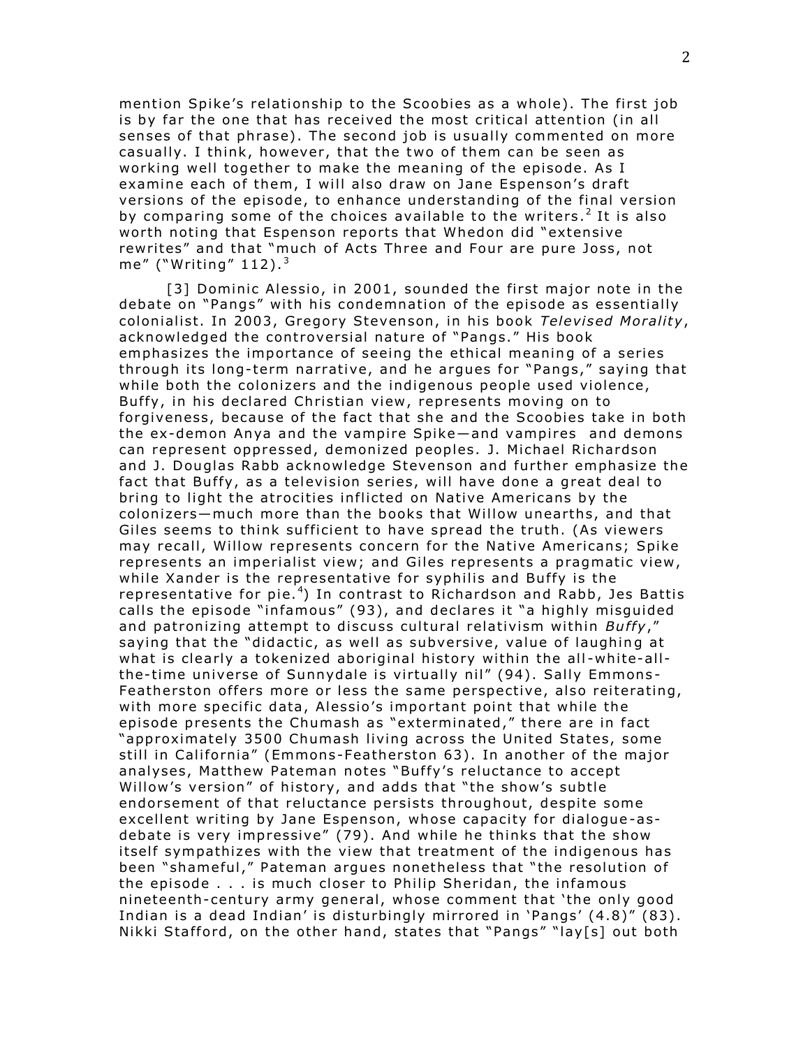mention Spike's relationship to the Scoobies as a whole). The first job is by far the one that has received the most critical attention (in all senses of that phrase). The second job is usually commented on more casually. I think, however, that the two of them can be seen as working well together to make the meaning of the episode. As I examine each of them, I will also draw on Jane Espenson's draft versions of the episode, to enhance understanding of the final version by comparing some of the choices available to the writers.[2] It is also worth noting that Espenson reports that Whedon did "extensive rewrites" and that "much of Acts Three and Four are pure Joss, not me" ("Writing" 112).[3]

[3] Dominic Alessio, in 2001, sounded the first major note in the debate on "Pangs" with his condemnation of the episode as essentially colonialist. In 2003, Gregory Stevenson, in his book *Televised Morality*, acknowledged the controversial nature of "Pangs." His book emphasizes the importance of seeing the ethical meaning of a series through its long-term narrative, and he argues for "Pangs," saying that while both the colonizers and the indigenous people used violence, Buffy, in his declared Christian view, represents moving on to forgiveness, because of the fact that she and the Scoobies take in both the ex-demon Anya and the vampire Spike—and vampires and demons can represent oppressed, demonized peoples. J. Michael Richardson and J. Douglas Rabb acknowledge Stevenson and further emphasize the fact that Buffy, as a television series, will have done a great deal to bring to light the atrocities inflicted on Native Americans by the colonizers—much more than the books that Willow unearths, and that Giles seems to think sufficient to have spread the truth. (As viewers may recall, Willow represents concern for the Native Americans; Spike represents an imperialist view; and Giles represents a pragmatic view, while Xander is the representative for syphilis and Buffy is the representative for pie.[4]) In contrast to Richardson and Rabb, Jes Battis calls the episode "infamous" (93), and declares it "a highly misguided and patronizing attempt to discuss cultural relativism within *Buffy*," saying that the "didactic, as well as subversive, value of laughing at what is clearly a tokenized aboriginal history within the all-white-all-the-time universe of Sunnydale is virtually nil" (94). Sally Emmons-Featherston offers more or less the same perspective, also reiterating, with more specific data, Alessio's important point that while the episode presents the Chumash as "exterminated," there are in fact "approximately 3500 Chumash living across the United States, some still in California" (Emmons-Featherston 63). In another of the major analyses, Matthew Pateman notes "Buffy's reluctance to accept Willow's version" of history, and adds that "the show's subtle endorsement of that reluctance persists throughout, despite some excellent writing by Jane Espenson, whose capacity for dialogue-as-debate is very impressive" (79). And while he thinks that the show itself sympathizes with the view that treatment of the indigenous has been "shameful," Pateman argues nonetheless that "the resolution of the episode . . . is much closer to Philip Sheridan, the infamous nineteenth-century army general, whose comment that 'the only good Indian is a dead Indian' is disturbingly mirrored in 'Pangs' (4.8)" (83). Nikki Stafford, on the other hand, states that "Pangs" "lay[s] out both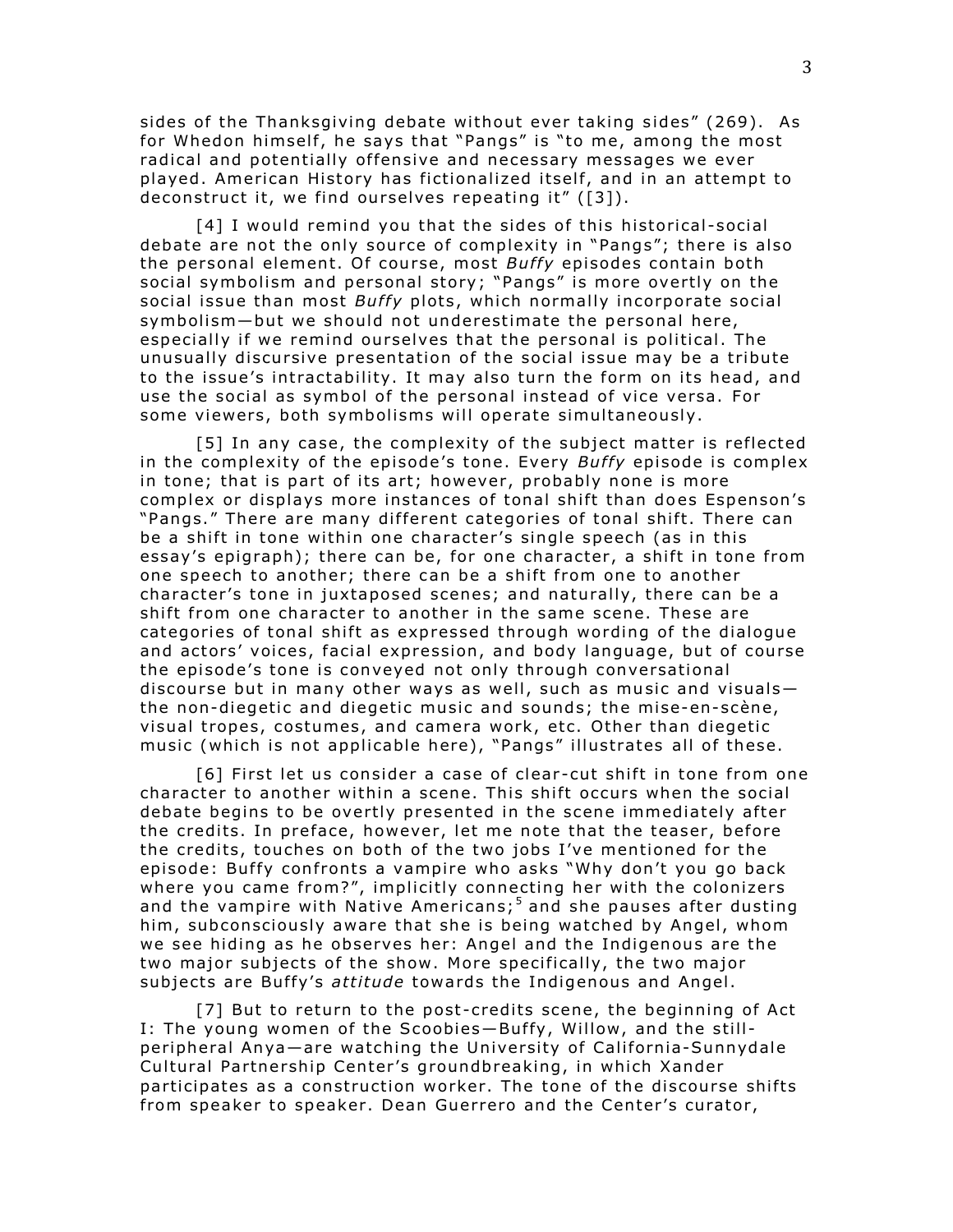sides of the Thanksgiving debate without ever taking sides" (269). As for Whedon himself, he says that "Pangs" is "to me, among the most radical and potentially offensive and necessary messages we ever played. American History has fictionalized itself, and in an attempt to deconstruct it, we find ourselves repeating it" ([3]).

[4] I would remind you that the sides of this historical-social debate are not the only source of complexity in "Pangs"; there is also the personal element. Of course, most *Buffy* episodes contain both social symbolism and personal story; "Pangs" is more overtly on the social issue than most *Buffy* plots, which normally incorporate social symbolism—but we should not underestimate the personal here, especially if we remind ourselves that the personal is political. The unusually discursive presentation of the social issue may be a tribute to the issue's intractability. It may also turn the form on its head, and use the social as symbol of the personal instead of vice versa. For some viewers, both symbolisms will operate simultaneously.

[5] In any case, the complexity of the subject matter is reflected in the complexity of the episode's tone. Every *Buffy* episode is complex in tone; that is part of its art; however, probably none is more complex or displays more instances of tonal shift than does Espenson's "Pangs." There are many different categories of tonal shift. There can be a shift in tone within one character's single speech (as in this essay's epigraph); there can be, for one character, a shift in tone from one speech to another; there can be a shift from one to another character's tone in juxtaposed scenes; and naturally, there can be a shift from one character to another in the same scene. These are categories of tonal shift as expressed through wording of the dialogue and actors' voices, facial expression, and body language, but of course the episode's tone is conveyed not only through conversational discourse but in many other ways as well, such as music and visuals—the non-diegetic and diegetic music and sounds; the mise-en-scène, visual tropes, costumes, and camera work, etc. Other than diegetic music (which is not applicable here), "Pangs" illustrates all of these.

[6] First let us consider a case of clear-cut shift in tone from one character to another within a scene. This shift occurs when the social debate begins to be overtly presented in the scene immediately after the credits. In preface, however, let me note that the teaser, before the credits, touches on both of the two jobs I've mentioned for the episode: Buffy confronts a vampire who asks "Why don't you go back where you came from?", implicitly connecting her with the colonizers and the vampire with Native Americans;[5] and she pauses after dusting him, subconsciously aware that she is being watched by Angel, whom we see hiding as he observes her: Angel and the Indigenous are the two major subjects of the show. More specifically, the two major subjects are Buffy's *attitude* towards the Indigenous and Angel.

[7] But to return to the post-credits scene, the beginning of Act I: The young women of the Scoobies—Buffy, Willow, and the still-peripheral Anya—are watching the University of California-Sunnydale Cultural Partnership Center's groundbreaking, in which Xander participates as a construction worker. The tone of the discourse shifts from speaker to speaker. Dean Guerrero and the Center's curator,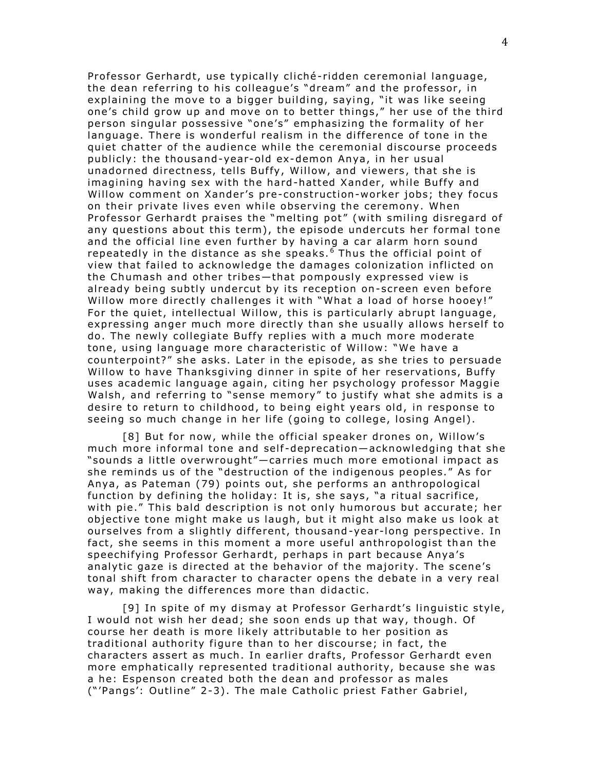Professor Gerhardt, use typically cliché-ridden ceremonial language, the dean referring to his colleague's "dream" and the professor, in explaining the move to a bigger building, saying, "it was like seeing one's child grow up and move on to better things," her use of the third person singular possessive "one's" emphasizing the formality of her language. There is wonderful realism in the difference of tone in the quiet chatter of the audience while the ceremonial discourse proceeds publicly: the thousand-year-old ex-demon Anya, in her usual unadorned directness, tells Buffy, Willow, and viewers, that she is imagining having sex with the hard-hatted Xander, while Buffy and Willow comment on Xander's pre-construction-worker jobs; they focus on their private lives even while observing the ceremony. When Professor Gerhardt praises the "melting pot" (with smiling disregard of any questions about this term), the episode undercuts her formal tone and the official line even further by having a car alarm horn sound repeatedly in the distance as she speaks.[6] Thus the official point of view that failed to acknowledge the damages colonization inflicted on the Chumash and other tribes—that pompously expressed view is already being subtly undercut by its reception on-screen even before Willow more directly challenges it with "What a load of horse hooey!" For the quiet, intellectual Willow, this is particularly abrupt language, expressing anger much more directly than she usually allows herself to do. The newly collegiate Buffy replies with a much more moderate tone, using language more characteristic of Willow: "We have a counterpoint?" she asks. Later in the episode, as she tries to persuade Willow to have Thanksgiving dinner in spite of her reservations, Buffy uses academic language again, citing her psychology professor Maggie Walsh, and referring to "sense memory" to justify what she admits is a desire to return to childhood, to being eight years old, in response to seeing so much change in her life (going to college, losing Angel).

[8] But for now, while the official speaker drones on, Willow's much more informal tone and self-deprecation—acknowledging that she "sounds a little overwrought"—carries much more emotional impact as she reminds us of the "destruction of the indigenous peoples." As for Anya, as Pateman (79) points out, she performs an anthropological function by defining the holiday: It is, she says, "a ritual sacrifice, with pie." This bald description is not only humorous but accurate; her objective tone might make us laugh, but it might also make us look at ourselves from a slightly different, thousand-year-long perspective. In fact, she seems in this moment a more useful anthropologist than the speechifying Professor Gerhardt, perhaps in part because Anya's analytic gaze is directed at the behavior of the majority. The scene's tonal shift from character to character opens the debate in a very real way, making the differences more than didactic.

[9] In spite of my dismay at Professor Gerhardt's linguistic style, I would not wish her dead; she soon ends up that way, though. Of course her death is more likely attributable to her position as traditional authority figure than to her discourse; in fact, the characters assert as much. In earlier drafts, Professor Gerhardt even more emphatically represented traditional authority, because she was a he: Espenson created both the dean and professor as males ("'Pangs': Outline" 2-3). The male Catholic priest Father Gabriel,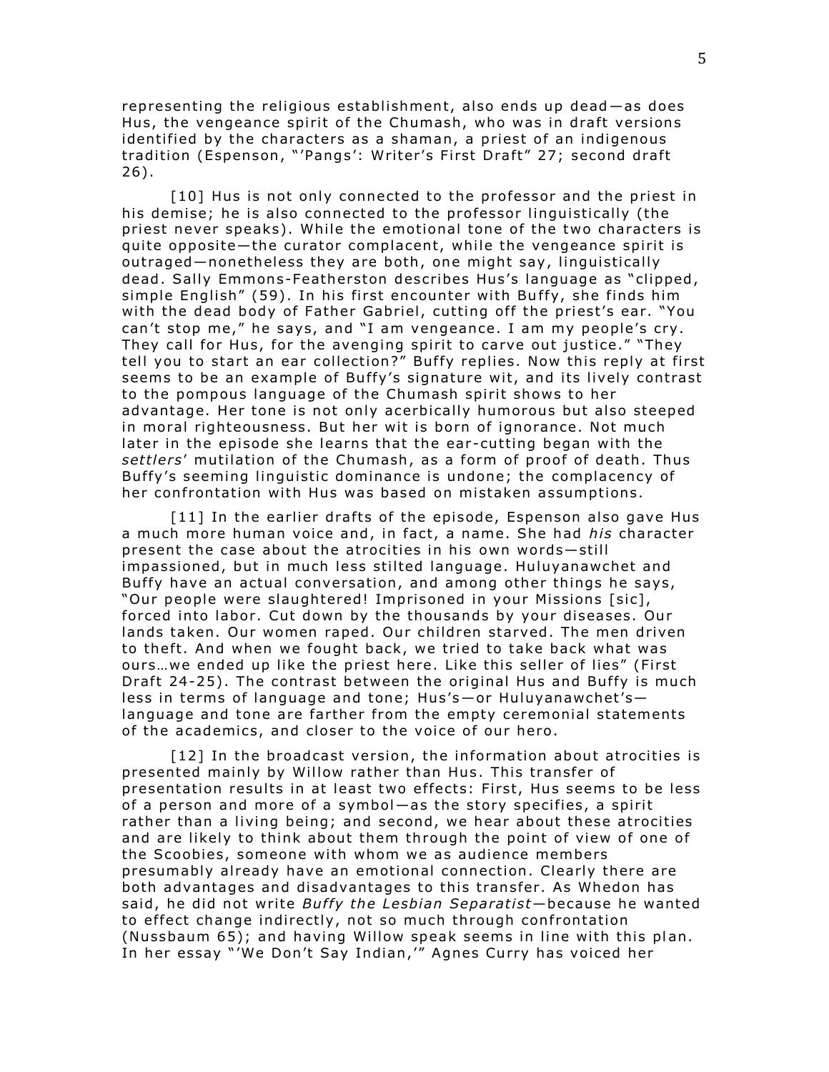representing the religious establishment, also ends up dead—as does Hus, the vengeance spirit of the Chumash, who was in draft versions identified by the characters as a shaman, a priest of an indigenous tradition (Espenson, "'Pangs': Writer's First Draft" 27; second draft 26).

[10] Hus is not only connected to the professor and the priest in his demise; he is also connected to the professor linguistically (the priest never speaks). While the emotional tone of the two characters is quite opposite—the curator complacent, while the vengeance spirit is outraged—nonetheless they are both, one might say, linguistically dead. Sally Emmons-Featherston describes Hus's language as "clipped, simple English" (59). In his first encounter with Buffy, she finds him with the dead body of Father Gabriel, cutting off the priest's ear. "You can't stop me," he says, and "I am vengeance. I am my people's cry. They call for Hus, for the avenging spirit to carve out justice." "They tell you to start an ear collection?" Buffy replies. Now this reply at first seems to be an example of Buffy's signature wit, and its lively contrast to the pompous language of the Chumash spirit shows to her advantage. Her tone is not only acerbically humorous but also steeped in moral righteousness. But her wit is born of ignorance. Not much later in the episode she learns that the ear-cutting began with the *settlers*' mutilation of the Chumash, as a form of proof of death. Thus Buffy's seeming linguistic dominance is undone; the complacency of her confrontation with Hus was based on mistaken assumptions.

[11] In the earlier drafts of the episode, Espenson also gave Hus a much more human voice and, in fact, a name. She had *his* character present the case about the atrocities in his own words—still impassioned, but in much less stilted language. Huluyanawchet and Buffy have an actual conversation, and among other things he says, "Our people were slaughtered! Imprisoned in your Missions [sic], forced into labor. Cut down by the thousands by your diseases. Our lands taken. Our women raped. Our children starved. The men driven to theft. And when we fought back, we tried to take back what was ours…we ended up like the priest here. Like this seller of lies" (First Draft 24-25). The contrast between the original Hus and Buffy is much less in terms of language and tone; Hus's—or Huluyanawchet's—language and tone are farther from the empty ceremonial statements of the academics, and closer to the voice of our hero.

[12] In the broadcast version, the information about atrocities is presented mainly by Willow rather than Hus. This transfer of presentation results in at least two effects: First, Hus seems to be less of a person and more of a symbol—as the story specifies, a spirit rather than a living being; and second, we hear about these atrocities and are likely to think about them through the point of view of one of the Scoobies, someone with whom we as audience members presumably already have an emotional connection. Clearly there are both advantages and disadvantages to this transfer. As Whedon has said, he did not write *Buffy the Lesbian Separatist*—because he wanted to effect change indirectly, not so much through confrontation (Nussbaum 65); and having Willow speak seems in line with this plan. In her essay "'We Don't Say Indian,'" Agnes Curry has voiced her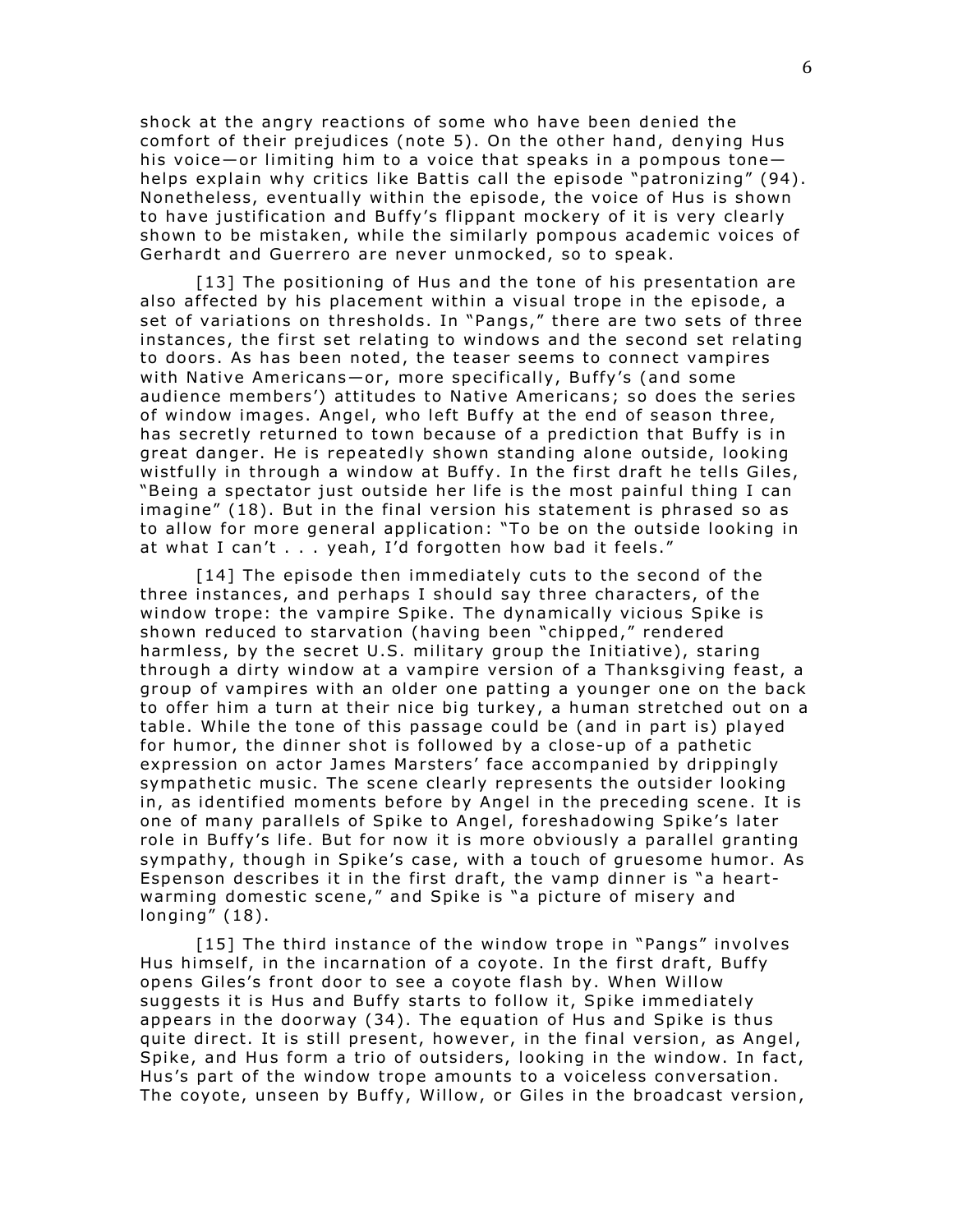shock at the angry reactions of some who have been denied the comfort of their prejudices (note 5). On the other hand, denying Hus his voice—or limiting him to a voice that speaks in a pompous tone—helps explain why critics like Battis call the episode "patronizing" (94). Nonetheless, eventually within the episode, the voice of Hus is shown to have justification and Buffy's flippant mockery of it is very clearly shown to be mistaken, while the similarly pompous academic voices of Gerhardt and Guerrero are never unmocked, so to speak.

[13] The positioning of Hus and the tone of his presentation are also affected by his placement within a visual trope in the episode, a set of variations on thresholds. In "Pangs," there are two sets of three instances, the first set relating to windows and the second set relating to doors. As has been noted, the teaser seems to connect vampires with Native Americans—or, more specifically, Buffy's (and some audience members') attitudes to Native Americans; so does the series of window images. Angel, who left Buffy at the end of season three, has secretly returned to town because of a prediction that Buffy is in great danger. He is repeatedly shown standing alone outside, looking wistfully in through a window at Buffy. In the first draft he tells Giles, "Being a spectator just outside her life is the most painful thing I can imagine" (18). But in the final version his statement is phrased so as to allow for more general application: "To be on the outside looking in at what I can't . . . yeah, I'd forgotten how bad it feels."

[14] The episode then immediately cuts to the second of the three instances, and perhaps I should say three characters, of the window trope: the vampire Spike. The dynamically vicious Spike is shown reduced to starvation (having been "chipped," rendered harmless, by the secret U.S. military group the Initiative), staring through a dirty window at a vampire version of a Thanksgiving feast, a group of vampires with an older one patting a younger one on the back to offer him a turn at their nice big turkey, a human stretched out on a table. While the tone of this passage could be (and in part is) played for humor, the dinner shot is followed by a close-up of a pathetic expression on actor James Marsters' face accompanied by drippingly sympathetic music. The scene clearly represents the outsider looking in, as identified moments before by Angel in the preceding scene. It is one of many parallels of Spike to Angel, foreshadowing Spike's later role in Buffy's life. But for now it is more obviously a parallel granting sympathy, though in Spike's case, with a touch of gruesome humor. As Espenson describes it in the first draft, the vamp dinner is "a heart-warming domestic scene," and Spike is "a picture of misery and longing" (18).

[15] The third instance of the window trope in "Pangs" involves Hus himself, in the incarnation of a coyote. In the first draft, Buffy opens Giles's front door to see a coyote flash by. When Willow suggests it is Hus and Buffy starts to follow it, Spike immediately appears in the doorway (34). The equation of Hus and Spike is thus quite direct. It is still present, however, in the final version, as Angel, Spike, and Hus form a trio of outsiders, looking in the window. In fact, Hus's part of the window trope amounts to a voiceless conversation. The coyote, unseen by Buffy, Willow, or Giles in the broadcast version,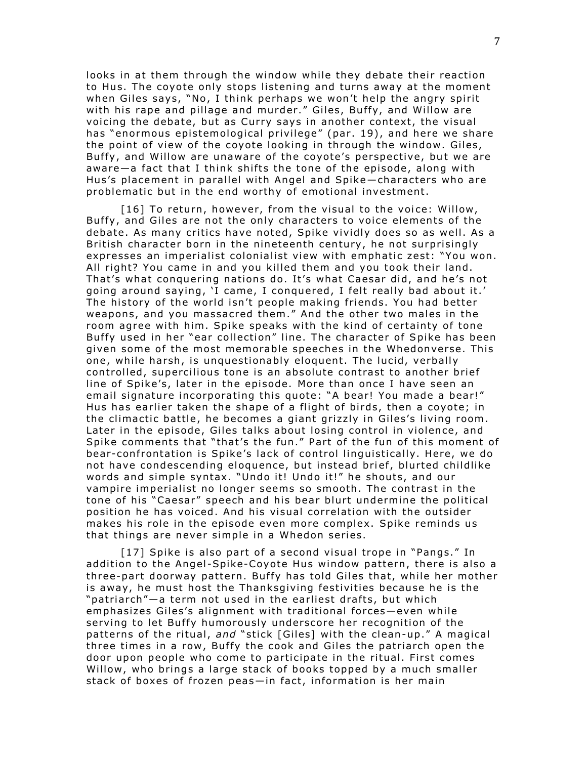looks in at them through the window while they debate their reaction to Hus. The coyote only stops listening and turns away at the moment when Giles says, "No, I think perhaps we won't help the angry spirit with his rape and pillage and murder." Giles, Buffy, and Willow are voicing the debate, but as Curry says in another context, the visual has "enormous epistemological privilege" (par. 19), and here we share the point of view of the coyote looking in through the window. Giles, Buffy, and Willow are unaware of the coyote's perspective, but we are aware—a fact that I think shifts the tone of the episode, along with Hus's placement in parallel with Angel and Spike—characters who are problematic but in the end worthy of emotional investment.

[16] To return, however, from the visual to the voice: Willow, Buffy, and Giles are not the only characters to voice elements of the debate. As many critics have noted, Spike vividly does so as well. As a British character born in the nineteenth century, he not surprisingly expresses an imperialist colonialist view with emphatic zest: "You won. All right? You came in and you killed them and you took their land. That's what conquering nations do. It's what Caesar did, and he's not going around saying, 'I came, I conquered, I felt really bad about it.' The history of the world isn't people making friends. You had better weapons, and you massacred them." And the other two males in the room agree with him. Spike speaks with the kind of certainty of tone Buffy used in her "ear collection" line. The character of Spike has been given some of the most memorable speeches in the Whedonverse. This one, while harsh, is unquestionably eloquent. The lucid, verbally controlled, supercilious tone is an absolute contrast to another brief line of Spike's, later in the episode. More than once I have seen an email signature incorporating this quote: "A bear! You made a bear!" Hus has earlier taken the shape of a flight of birds, then a coyote; in the climactic battle, he becomes a giant grizzly in Giles's living room. Later in the episode, Giles talks about losing control in violence, and Spike comments that "that's the fun." Part of the fun of this moment of bear-confrontation is Spike's lack of control linguistically. Here, we do not have condescending eloquence, but instead brief, blurted childlike words and simple syntax. "Undo it! Undo it!" he shouts, and our vampire imperialist no longer seems so smooth. The contrast in the tone of his "Caesar" speech and his bear blurt undermine the political position he has voiced. And his visual correlation with the outsider makes his role in the episode even more complex. Spike reminds us that things are never simple in a Whedon series.

[17] Spike is also part of a second visual trope in "Pangs." In addition to the Angel-Spike-Coyote Hus window pattern, there is also a three-part doorway pattern. Buffy has told Giles that, while her mother is away, he must host the Thanksgiving festivities because he is the "patriarch"—a term not used in the earliest drafts, but which emphasizes Giles's alignment with traditional forces—even while serving to let Buffy humorously underscore her recognition of the patterns of the ritual, *and* "stick [Giles] with the clean-up." A magical three times in a row, Buffy the cook and Giles the patriarch open the door upon people who come to participate in the ritual. First comes Willow, who brings a large stack of books topped by a much smaller stack of boxes of frozen peas—in fact, information is her main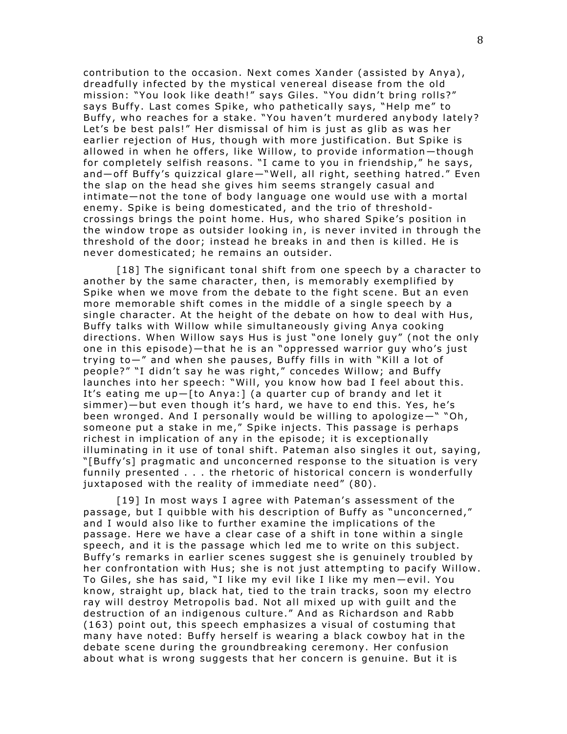contribution to the occasion. Next comes Xander (assisted by Anya), dreadfully infected by the mystical venereal disease from the old mission: "You look like death!" says Giles. "You didn't bring rolls?" says Buffy. Last comes Spike, who pathetically says, "Help me" to Buffy, who reaches for a stake. "You haven't murdered anybody lately? Let's be best pals!" Her dismissal of him is just as glib as was her earlier rejection of Hus, though with more justification. But Spike is allowed in when he offers, like Willow, to provide information—though for completely selfish reasons. "I came to you in friendship," he says, and—off Buffy's quizzical glare—"Well, all right, seething hatred." Even the slap on the head she gives him seems strangely casual and intimate—not the tone of body language one would use with a mortal enemy. Spike is being domesticated, and the trio of threshold-crossings brings the point home. Hus, who shared Spike's position in the window trope as outsider looking in, is never invited in through the threshold of the door; instead he breaks in and then is killed. He is never domesticated; he remains an outsider.

[18] The significant tonal shift from one speech by a character to another by the same character, then, is memorably exemplified by Spike when we move from the debate to the fight scene. But an even more memorable shift comes in the middle of a single speech by a single character. At the height of the debate on how to deal with Hus, Buffy talks with Willow while simultaneously giving Anya cooking directions. When Willow says Hus is just "one lonely guy" (not the only one in this episode)—that he is an "oppressed warrior guy who's just trying to—" and when she pauses, Buffy fills in with "Kill a lot of people?" "I didn't say he was right," concedes Willow; and Buffy launches into her speech: "Will, you know how bad I feel about this. It's eating me up—[to Anya:] (a quarter cup of brandy and let it simmer)—but even though it's hard, we have to end this. Yes, he's been wronged. And I personally would be willing to apologize—" "Oh, someone put a stake in me," Spike injects. This passage is perhaps richest in implication of any in the episode; it is exceptionally illuminating in it use of tonal shift. Pateman also singles it out, saying, "[Buffy's] pragmatic and unconcerned response to the situation is very funnily presented . . . the rhetoric of historical concern is wonderfully juxtaposed with the reality of immediate need" (80).

[19] In most ways I agree with Pateman's assessment of the passage, but I quibble with his description of Buffy as "unconcerned," and I would also like to further examine the implications of the passage. Here we have a clear case of a shift in tone within a single speech, and it is the passage which led me to write on this subject. Buffy's remarks in earlier scenes suggest she is genuinely troubled by her confrontation with Hus; she is not just attempting to pacify Willow. To Giles, she has said, "I like my evil like I like my men—evil. You know, straight up, black hat, tied to the train tracks, soon my electro ray will destroy Metropolis bad. Not all mixed up with guilt and the destruction of an indigenous culture." And as Richardson and Rabb (163) point out, this speech emphasizes a visual of costuming that many have noted: Buffy herself is wearing a black cowboy hat in the debate scene during the groundbreaking ceremony. Her confusion about what is wrong suggests that her concern is genuine. But it is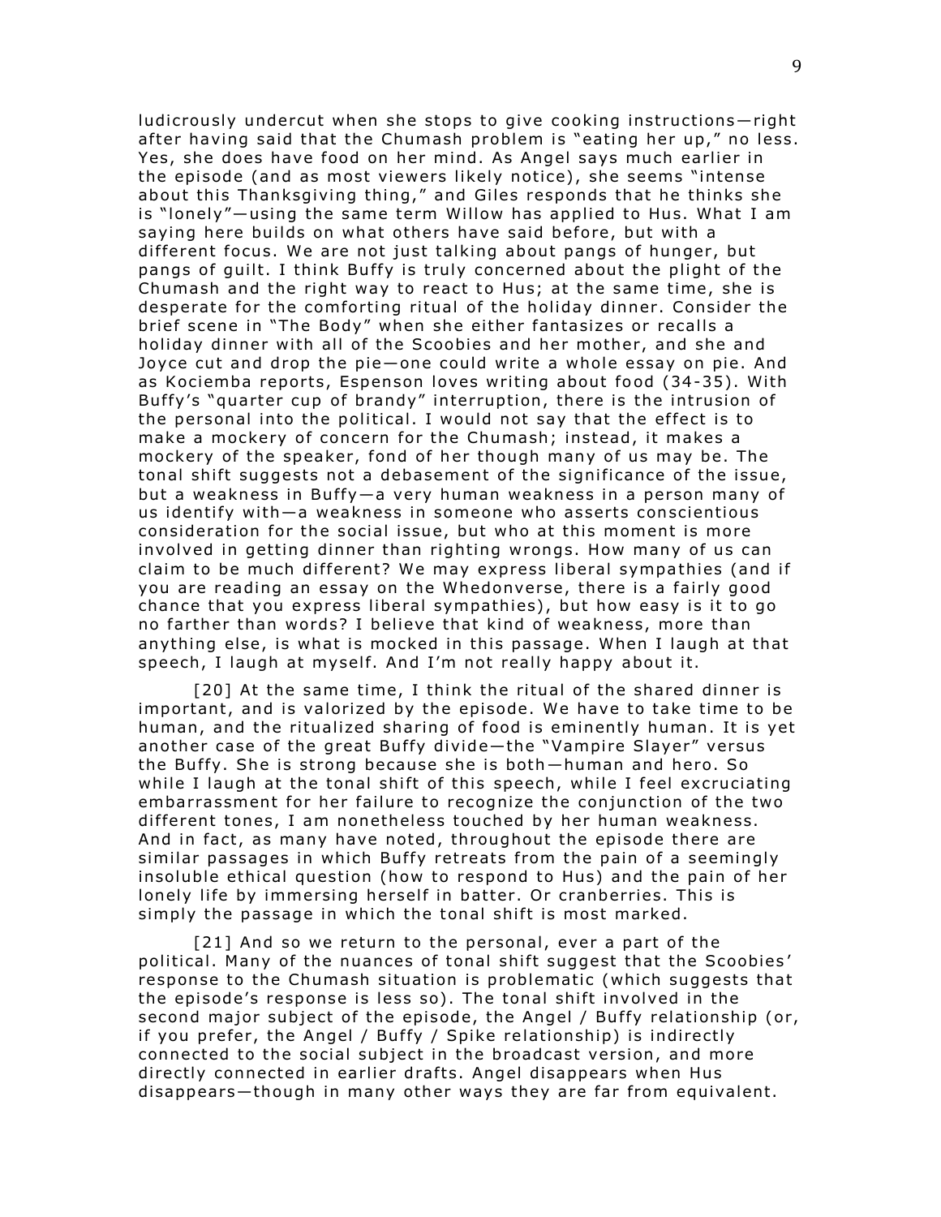ludicrously undercut when she stops to give cooking instructions—right after having said that the Chumash problem is "eating her up," no less. Yes, she does have food on her mind. As Angel says much earlier in the episode (and as most viewers likely notice), she seems "intense about this Thanksgiving thing," and Giles responds that he thinks she is "lonely"—using the same term Willow has applied to Hus. What I am saying here builds on what others have said before, but with a different focus. We are not just talking about pangs of hunger, but pangs of guilt. I think Buffy is truly concerned about the plight of the Chumash and the right way to react to Hus; at the same time, she is desperate for the comforting ritual of the holiday dinner. Consider the brief scene in "The Body" when she either fantasizes or recalls a holiday dinner with all of the Scoobies and her mother, and she and Joyce cut and drop the pie—one could write a whole essay on pie. And as Kociemba reports, Espenson loves writing about food (34-35). With Buffy's "quarter cup of brandy" interruption, there is the intrusion of the personal into the political. I would not say that the effect is to make a mockery of concern for the Chumash; instead, it makes a mockery of the speaker, fond of her though many of us may be. The tonal shift suggests not a debasement of the significance of the issue, but a weakness in Buffy—a very human weakness in a person many of us identify with—a weakness in someone who asserts conscientious consideration for the social issue, but who at this moment is more involved in getting dinner than righting wrongs. How many of us can claim to be much different? We may express liberal sympathies (and if you are reading an essay on the Whedonverse, there is a fairly good chance that you express liberal sympathies), but how easy is it to go no farther than words? I believe that kind of weakness, more than anything else, is what is mocked in this passage. When I laugh at that speech, I laugh at myself. And I'm not really happy about it.

[20] At the same time, I think the ritual of the shared dinner is important, and is valorized by the episode. We have to take time to be human, and the ritualized sharing of food is eminently human. It is yet another case of the great Buffy divide—the "Vampire Slayer" versus the Buffy. She is strong because she is both—human and hero. So while I laugh at the tonal shift of this speech, while I feel excruciating embarrassment for her failure to recognize the conjunction of the two different tones, I am nonetheless touched by her human weakness. And in fact, as many have noted, throughout the episode there are similar passages in which Buffy retreats from the pain of a seemingly insoluble ethical question (how to respond to Hus) and the pain of her lonely life by immersing herself in batter. Or cranberries. This is simply the passage in which the tonal shift is most marked.

[21] And so we return to the personal, ever a part of the political. Many of the nuances of tonal shift suggest that the Scoobies' response to the Chumash situation is problematic (which suggests that the episode's response is less so). The tonal shift involved in the second major subject of the episode, the Angel / Buffy relationship (or, if you prefer, the Angel / Buffy / Spike relationship) is indirectly connected to the social subject in the broadcast version, and more directly connected in earlier drafts. Angel disappears when Hus disappears—though in many other ways they are far from equivalent.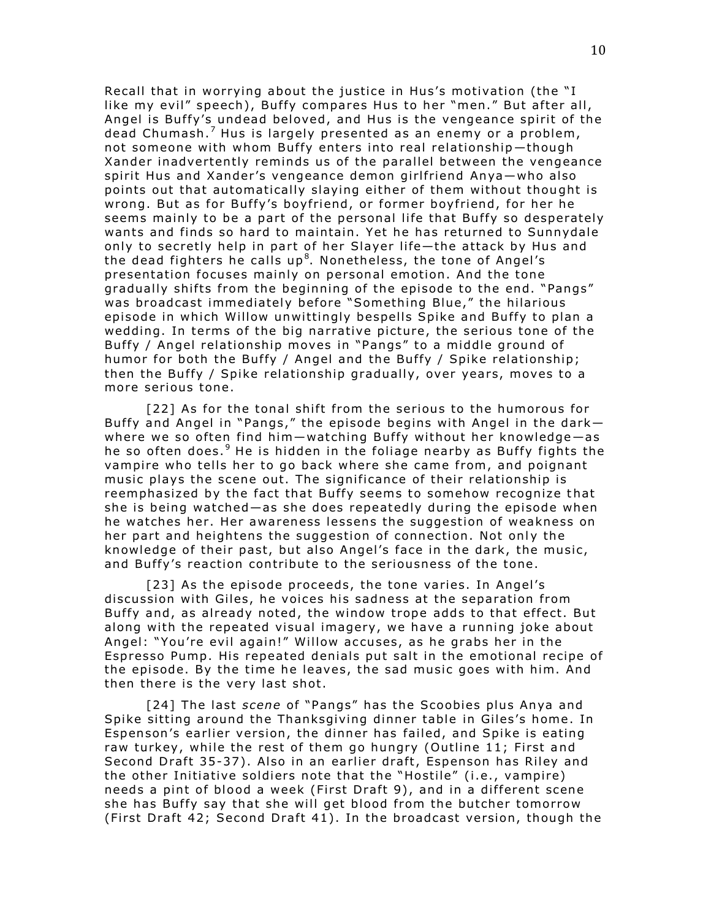Recall that in worrying about the justice in Hus's motivation (the "I like my evil" speech), Buffy compares Hus to her "men." But after all, Angel is Buffy's undead beloved, and Hus is the vengeance spirit of the dead Chumash.[7] Hus is largely presented as an enemy or a problem, not someone with whom Buffy enters into real relationship—though Xander inadvertently reminds us of the parallel between the vengeance spirit Hus and Xander's vengeance demon girlfriend Anya—who also points out that automatically slaying either of them without thought is wrong. But as for Buffy's boyfriend, or former boyfriend, for her he seems mainly to be a part of the personal life that Buffy so desperately wants and finds so hard to maintain. Yet he has returned to Sunnydale only to secretly help in part of her Slayer life—the attack by Hus and the dead fighters he calls up[8]. Nonetheless, the tone of Angel's presentation focuses mainly on personal emotion. And the tone gradually shifts from the beginning of the episode to the end. "Pangs" was broadcast immediately before "Something Blue," the hilarious episode in which Willow unwittingly bespells Spike and Buffy to plan a wedding. In terms of the big narrative picture, the serious tone of the Buffy / Angel relationship moves in "Pangs" to a middle ground of humor for both the Buffy / Angel and the Buffy / Spike relationship; then the Buffy / Spike relationship gradually, over years, moves to a more serious tone.

[22] As for the tonal shift from the serious to the humorous for Buffy and Angel in "Pangs," the episode begins with Angel in the dark—where we so often find him—watching Buffy without her knowledge—as he so often does.[9] He is hidden in the foliage nearby as Buffy fights the vampire who tells her to go back where she came from, and poignant music plays the scene out. The significance of their relationship is reemphasized by the fact that Buffy seems to somehow recognize that she is being watched—as she does repeatedly during the episode when he watches her. Her awareness lessens the suggestion of weakness on her part and heightens the suggestion of connection. Not only the knowledge of their past, but also Angel's face in the dark, the music, and Buffy's reaction contribute to the seriousness of the tone.

[23] As the episode proceeds, the tone varies. In Angel's discussion with Giles, he voices his sadness at the separation from Buffy and, as already noted, the window trope adds to that effect. But along with the repeated visual imagery, we have a running joke about Angel: "You're evil again!" Willow accuses, as he grabs her in the Espresso Pump. His repeated denials put salt in the emotional recipe of the episode. By the time he leaves, the sad music goes with him. And then there is the very last shot.

[24] The last *scene* of "Pangs" has the Scoobies plus Anya and Spike sitting around the Thanksgiving dinner table in Giles's home. In Espenson's earlier version, the dinner has failed, and Spike is eating raw turkey, while the rest of them go hungry (Outline 11; First and Second Draft 35-37). Also in an earlier draft, Espenson has Riley and the other Initiative soldiers note that the "Hostile" (i.e., vampire) needs a pint of blood a week (First Draft 9), and in a different scene she has Buffy say that she will get blood from the butcher tomorrow (First Draft 42; Second Draft 41). In the broadcast version, though the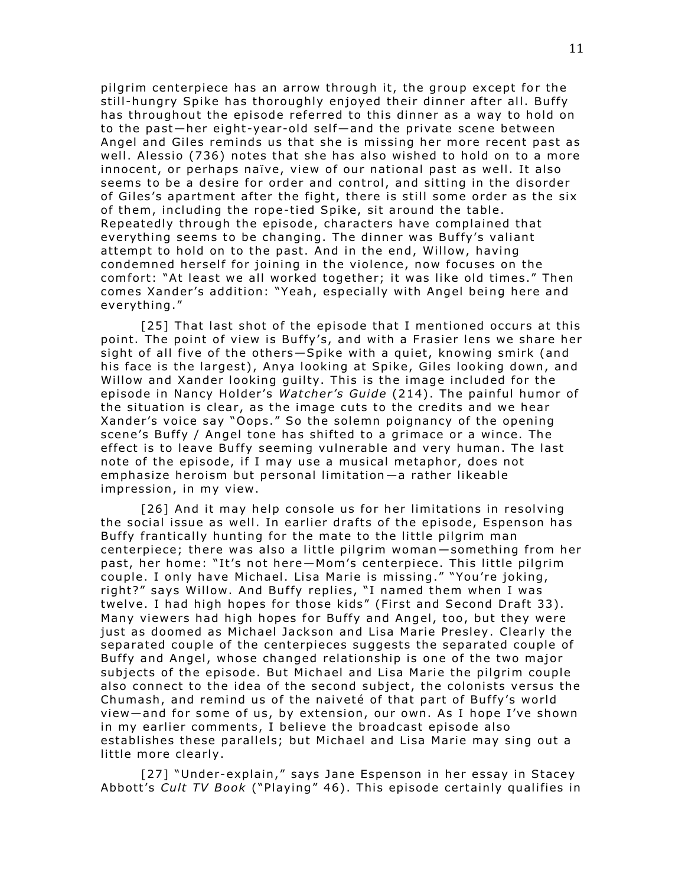pilgrim centerpiece has an arrow through it, the group except for the still-hungry Spike has thoroughly enjoyed their dinner after all. Buffy has throughout the episode referred to this dinner as a way to hold on to the past—her eight-year-old self—and the private scene between Angel and Giles reminds us that she is missing her more recent past as well. Alessio (736) notes that she has also wished to hold on to a more innocent, or perhaps naïve, view of our national past as well. It also seems to be a desire for order and control, and sitting in the disorder of Giles's apartment after the fight, there is still some order as the six of them, including the rope-tied Spike, sit around the table. Repeatedly through the episode, characters have complained that everything seems to be changing. The dinner was Buffy's valiant attempt to hold on to the past. And in the end, Willow, having condemned herself for joining in the violence, now focuses on the comfort: "At least we all worked together; it was like old times." Then comes Xander's addition: "Yeah, especially with Angel being here and everything."

[25] That last shot of the episode that I mentioned occurs at this point. The point of view is Buffy's, and with a Frasier lens we share her sight of all five of the others—Spike with a quiet, knowing smirk (and his face is the largest), Anya looking at Spike, Giles looking down, and Willow and Xander looking guilty. This is the image included for the episode in Nancy Holder's *Watcher's Guide* (214). The painful humor of the situation is clear, as the image cuts to the credits and we hear Xander's voice say "Oops." So the solemn poignancy of the opening scene's Buffy / Angel tone has shifted to a grimace or a wince. The effect is to leave Buffy seeming vulnerable and very human. The last note of the episode, if I may use a musical metaphor, does not emphasize heroism but personal limitation—a rather likeable impression, in my view.

[26] And it may help console us for her limitations in resolving the social issue as well. In earlier drafts of the episode, Espenson has Buffy frantically hunting for the mate to the little pilgrim man centerpiece; there was also a little pilgrim woman—something from her past, her home: "It's not here—Mom's centerpiece. This little pilgrim couple. I only have Michael. Lisa Marie is missing." "You're joking, right?" says Willow. And Buffy replies, "I named them when I was twelve. I had high hopes for those kids" (First and Second Draft 33). Many viewers had high hopes for Buffy and Angel, too, but they were just as doomed as Michael Jackson and Lisa Marie Presley. Clearly the separated couple of the centerpieces suggests the separated couple of Buffy and Angel, whose changed relationship is one of the two major subjects of the episode. But Michael and Lisa Marie the pilgrim couple also connect to the idea of the second subject, the colonists versus the Chumash, and remind us of the naiveté of that part of Buffy's world view—and for some of us, by extension, our own. As I hope I've shown in my earlier comments, I believe the broadcast episode also establishes these parallels; but Michael and Lisa Marie may sing out a little more clearly.

[27] "Under-explain," says Jane Espenson in her essay in Stacey Abbott's *Cult TV Book* ("Playing" 46). This episode certainly qualifies in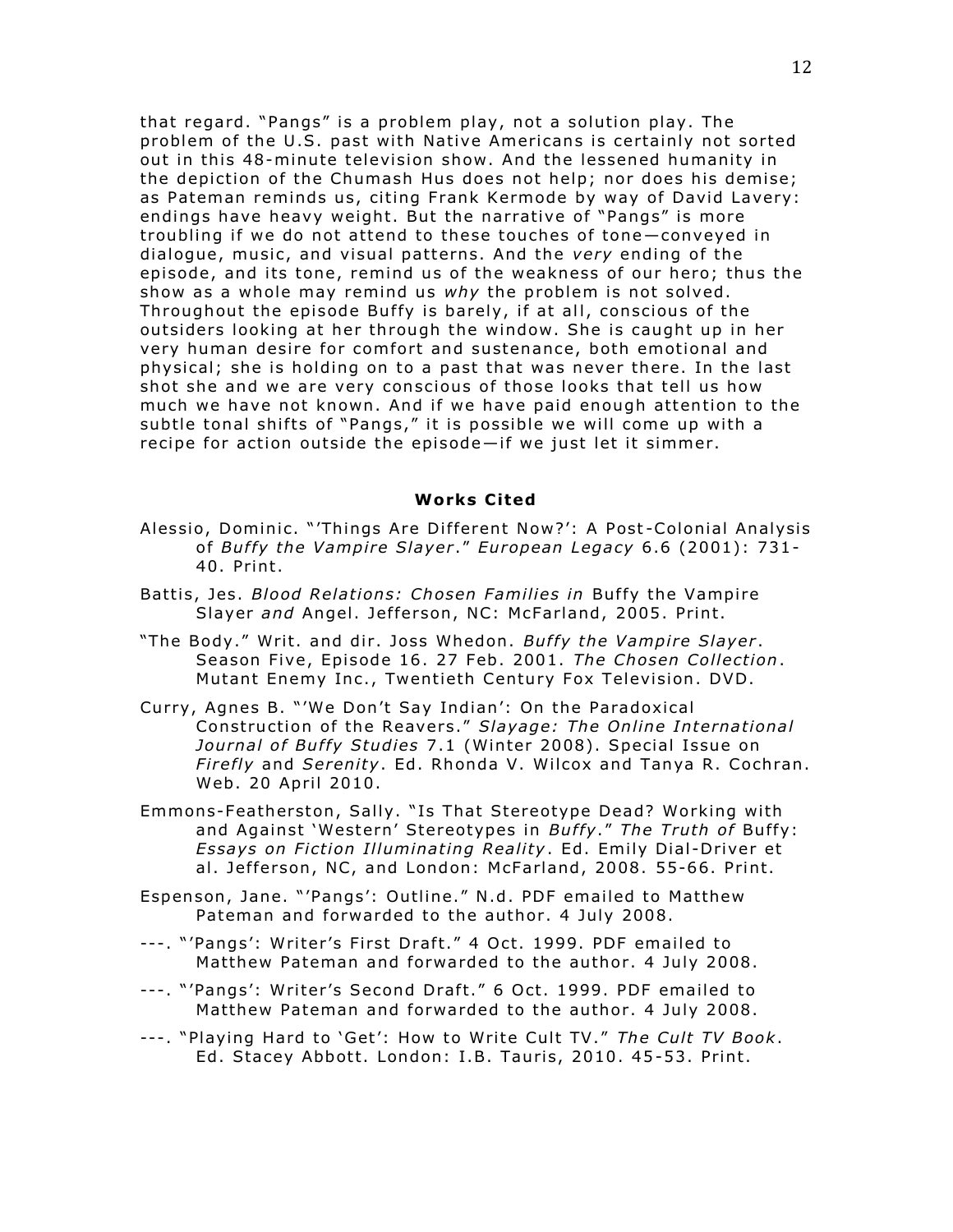that regard. "Pangs" is a problem play, not a solution play. The problem of the U.S. past with Native Americans is certainly not sorted out in this 48-minute television show. And the lessened humanity in the depiction of the Chumash Hus does not help; nor does his demise; as Pateman reminds us, citing Frank Kermode by way of David Lavery: endings have heavy weight. But the narrative of "Pangs" is more troubling if we do not attend to these touches of tone—conveyed in dialogue, music, and visual patterns. And the *very* ending of the episode, and its tone, remind us of the weakness of our hero; thus the show as a whole may remind us *why* the problem is not solved. Throughout the episode Buffy is barely, if at all, conscious of the outsiders looking at her through the window. She is caught up in her very human desire for comfort and sustenance, both emotional and physical; she is holding on to a past that was never there. In the last shot she and we are very conscious of those looks that tell us how much we have not known. And if we have paid enough attention to the subtle tonal shifts of "Pangs," it is possible we will come up with a recipe for action outside the episode—if we just let it simmer.

## Works Cited

Alessio, Dominic. "'Things Are Different Now?': A Post-Colonial Analysis of *Buffy the Vampire Slayer*." *European Legacy* 6.6 (2001): 731-40. Print.

Battis, Jes. *Blood Relations: Chosen Families in* Buffy the Vampire Slayer *and* Angel. Jefferson, NC: McFarland, 2005. Print.

"The Body." Writ. and dir. Joss Whedon. *Buffy the Vampire Slayer*. Season Five, Episode 16. 27 Feb. 2001. *The Chosen Collection*. Mutant Enemy Inc., Twentieth Century Fox Television. DVD.

Curry, Agnes B. "'We Don't Say Indian': On the Paradoxical Construction of the Reavers." *Slayage: The Online International Journal of Buffy Studies* 7.1 (Winter 2008). Special Issue on *Firefly* and *Serenity*. Ed. Rhonda V. Wilcox and Tanya R. Cochran. Web. 20 April 2010.

Emmons-Featherston, Sally. "Is That Stereotype Dead? Working with and Against 'Western' Stereotypes in *Buffy*." *The Truth of* Buffy: *Essays on Fiction Illuminating Reality*. Ed. Emily Dial-Driver et al. Jefferson, NC, and London: McFarland, 2008. 55-66. Print.

Espenson, Jane. "'Pangs': Outline." N.d. PDF emailed to Matthew Pateman and forwarded to the author. 4 July 2008.

---. "'Pangs': Writer's First Draft." 4 Oct. 1999. PDF emailed to Matthew Pateman and forwarded to the author. 4 July 2008.

---. "'Pangs': Writer's Second Draft." 6 Oct. 1999. PDF emailed to Matthew Pateman and forwarded to the author. 4 July 2008.

---. "Playing Hard to 'Get': How to Write Cult TV." *The Cult TV Book*. Ed. Stacey Abbott. London: I.B. Tauris, 2010. 45-53. Print.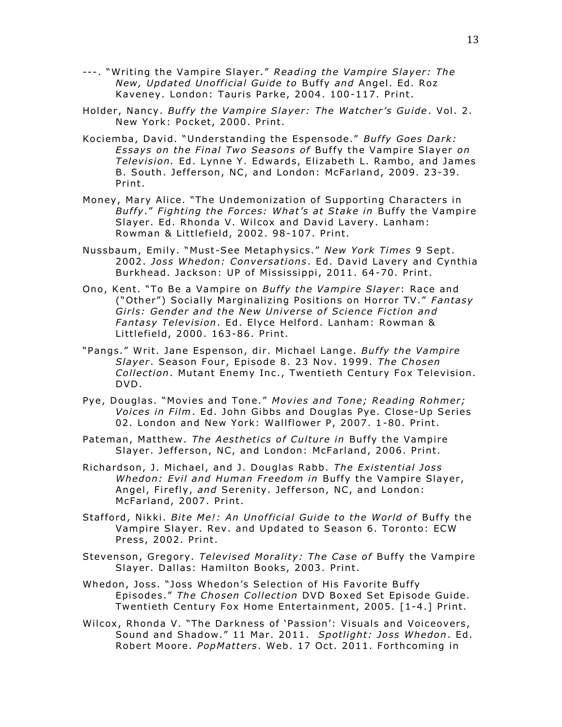---. "Writing the Vampire Slayer." *Reading the Vampire Slayer: The New, Updated Unofficial Guide to* Buffy *and* Angel. Ed. Roz Kaveney. London: Tauris Parke, 2004. 100-117. Print.

Holder, Nancy. *Buffy the Vampire Slayer: The Watcher's Guide*. Vol. 2. New York: Pocket, 2000. Print.

Kociemba, David. "Understanding the Espensode." *Buffy Goes Dark: Essays on the Final Two Seasons of* Buffy the Vampire Slayer *on Television.* Ed. Lynne Y. Edwards, Elizabeth L. Rambo, and James B. South. Jefferson, NC, and London: McFarland, 2009. 23-39. Print.

Money, Mary Alice. "The Undemonization of Supporting Characters in *Buffy*." *Fighting the Forces: What's at Stake in* Buffy the Vampire Slayer. Ed. Rhonda V. Wilcox and David Lavery. Lanham: Rowman & Littlefield, 2002. 98-107. Print.

Nussbaum, Emily. "Must-See Metaphysics." *New York Times* 9 Sept. 2002. *Joss Whedon: Conversations*. Ed. David Lavery and Cynthia Burkhead. Jackson: UP of Mississippi, 2011. 64-70. Print.

Ono, Kent. "To Be a Vampire on *Buffy the Vampire Slayer*: Race and ("Other") Socially Marginalizing Positions on Horror TV." *Fantasy Girls: Gender and the New Universe of Science Fiction and Fantasy Television*. Ed. Elyce Helford. Lanham: Rowman & Littlefield, 2000. 163-86. Print.

"Pangs." Writ. Jane Espenson, dir. Michael Lange. *Buffy the Vampire Slayer*. Season Four, Episode 8. 23 Nov. 1999. *The Chosen Collection*. Mutant Enemy Inc., Twentieth Century Fox Television. DVD.

Pye, Douglas. "Movies and Tone." *Movies and Tone; Reading Rohmer; Voices in Film*. Ed. John Gibbs and Douglas Pye. Close-Up Series 02. London and New York: Wallflower P, 2007. 1-80. Print.

Pateman, Matthew. *The Aesthetics of Culture in* Buffy the Vampire Slayer. Jefferson, NC, and London: McFarland, 2006. Print.

Richardson, J. Michael, and J. Douglas Rabb. *The Existential Joss Whedon: Evil and Human Freedom in* Buffy the Vampire Slayer, Angel, Firefly, *and* Serenity. Jefferson, NC, and London: McFarland, 2007. Print.

Stafford, Nikki. *Bite Me!: An Unofficial Guide to the World of* Buffy the Vampire Slayer. Rev. and Updated to Season 6. Toronto: ECW Press, 2002. Print.

Stevenson, Gregory. *Televised Morality: The Case of* Buffy the Vampire Slayer. Dallas: Hamilton Books, 2003. Print.

Whedon, Joss. "Joss Whedon's Selection of His Favorite Buffy Episodes." *The Chosen Collection* DVD Boxed Set Episode Guide. Twentieth Century Fox Home Entertainment, 2005. [1-4.] Print.

Wilcox, Rhonda V. "The Darkness of 'Passion': Visuals and Voiceovers, Sound and Shadow." 11 Mar. 2011. *Spotlight: Joss Whedon*. Ed. Robert Moore. *PopMatters*. Web. 17 Oct. 2011. Forthcoming in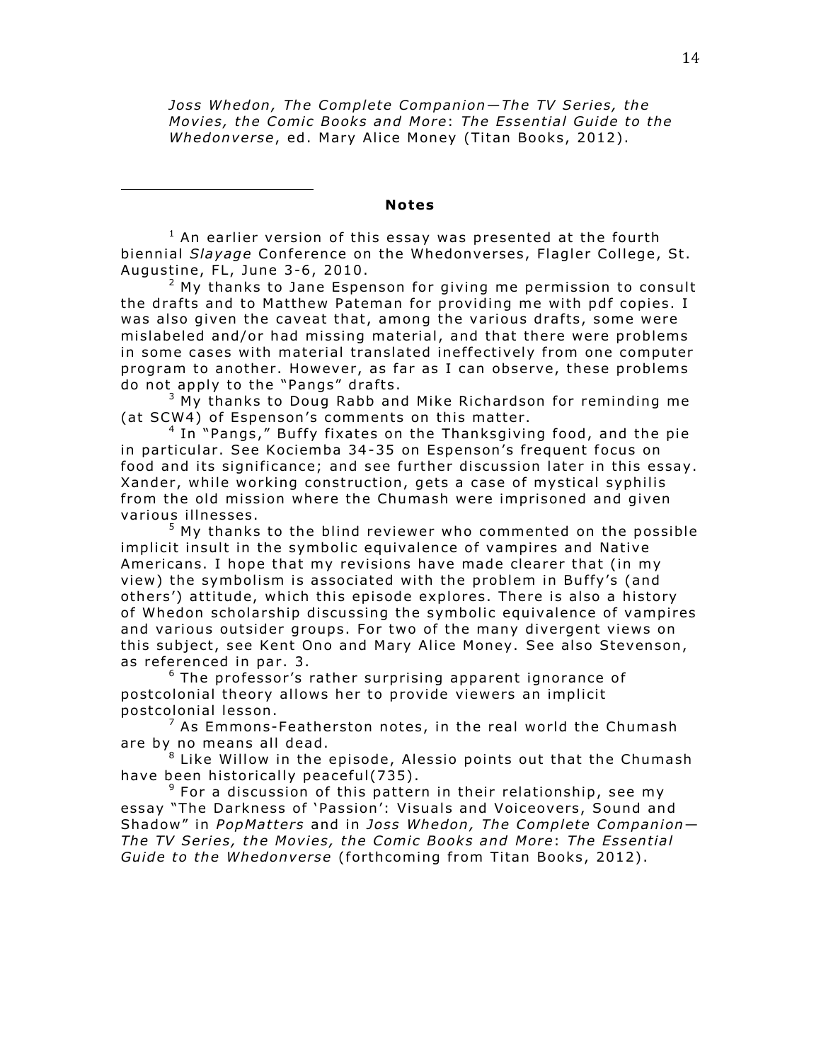*Joss Whedon, The Complete Companion—The TV Series, the Movies, the Comic Books and More*: *The Essential Guide to the Whedonverse*, ed. Mary Alice Money (Titan Books, 2012).

---

**Notes**

[1] An earlier version of this essay was presented at the fourth biennial *Slayage* Conference on the Whedonverses, Flagler College, St. Augustine, FL, June 3-6, 2010.

[2] My thanks to Jane Espenson for giving me permission to consult the drafts and to Matthew Pateman for providing me with pdf copies. I was also given the caveat that, among the various drafts, some were mislabeled and/or had missing material, and that there were problems in some cases with material translated ineffectively from one computer program to another. However, as far as I can observe, these problems do not apply to the "Pangs" drafts.

[3] My thanks to Doug Rabb and Mike Richardson for reminding me (at SCW4) of Espenson's comments on this matter.

[4] In "Pangs," Buffy fixates on the Thanksgiving food, and the pie in particular. See Kociemba 34-35 on Espenson's frequent focus on food and its significance; and see further discussion later in this essay. Xander, while working construction, gets a case of mystical syphilis from the old mission where the Chumash were imprisoned and given various illnesses.

[5] My thanks to the blind reviewer who commented on the possible implicit insult in the symbolic equivalence of vampires and Native Americans. I hope that my revisions have made clearer that (in my view) the symbolism is associated with the problem in Buffy's (and others') attitude, which this episode explores. There is also a history of Whedon scholarship discussing the symbolic equivalence of vampires and various outsider groups. For two of the many divergent views on this subject, see Kent Ono and Mary Alice Money. See also Stevenson, as referenced in par. 3.

[6] The professor's rather surprising apparent ignorance of postcolonial theory allows her to provide viewers an implicit postcolonial lesson.

[7] As Emmons-Featherston notes, in the real world the Chumash are by no means all dead.

[8] Like Willow in the episode, Alessio points out that the Chumash have been historically peaceful(735).

[9] For a discussion of this pattern in their relationship, see my essay "The Darkness of 'Passion': Visuals and Voiceovers, Sound and Shadow" in *PopMatters* and in *Joss Whedon, The Complete Companion—The TV Series, the Movies, the Comic Books and More*: *The Essential Guide to the Whedonverse* (forthcoming from Titan Books, 2012).